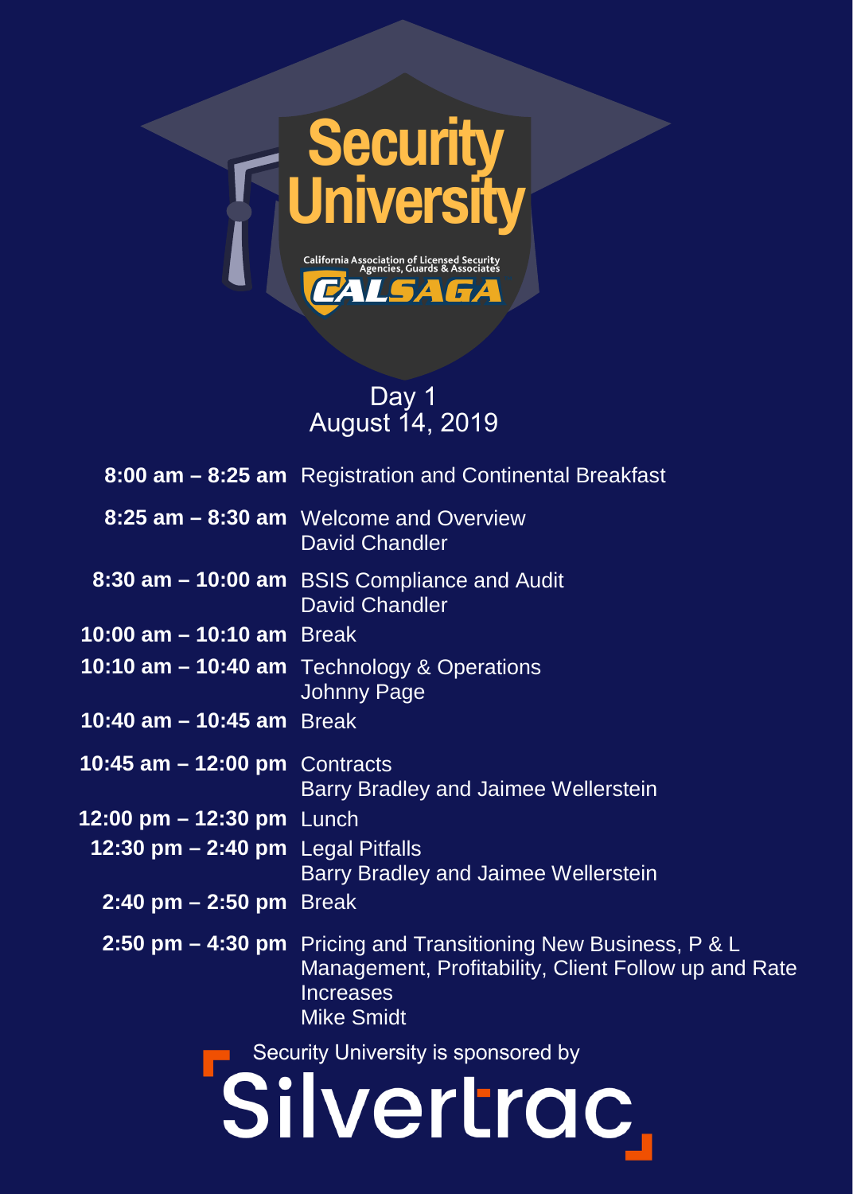# Security University

California Association of Licensed Security Agencies, Guards & Associates

CALSAGA

## Day 1
## August 14, 2019

| Time | Session |
|---|---|
| **8:00 am – 8:25 am** | Registration and Continental Breakfast |
| **8:25 am – 8:30 am** | Welcome and Overview<br>David Chandler |
| **8:30 am – 10:00 am** | BSIS Compliance and Audit<br>David Chandler |
| **10:00 am – 10:10 am** | Break |
| **10:10 am – 10:40 am** | Technology & Operations<br>Johnny Page |
| **10:40 am – 10:45 am** | Break |
| **10:45 am – 12:00 pm** | Contracts<br>Barry Bradley and Jaimee Wellerstein |
| **12:00 pm – 12:30 pm** | Lunch |
| **12:30 pm – 2:40 pm** | Legal Pitfalls<br>Barry Bradley and Jaimee Wellerstein |
| **2:40 pm – 2:50 pm** | Break |
| **2:50 pm – 4:30 pm** | Pricing and Transitioning New Business, P & L Management, Profitability, Client Follow up and Rate Increases<br>Mike Smidt |

Security University is sponsored by

Silvertrac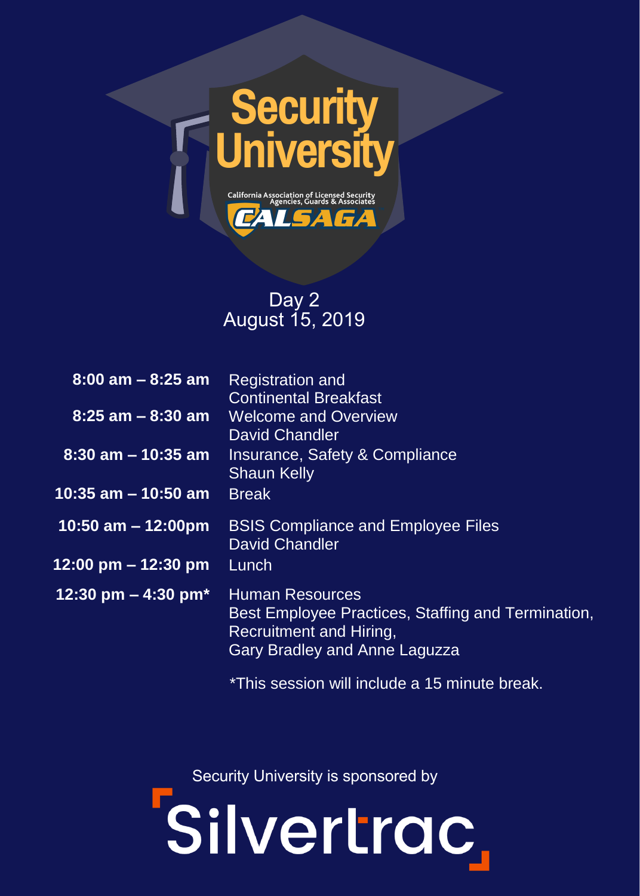# Security University

California Association of Licensed Security Agencies, Guards & Associates

CALSAGA

## Day 2
## August 15, 2019

| | |
|---|---|
| **8:00 am – 8:25 am** | Registration and Continental Breakfast |
| **8:25 am – 8:30 am** | Welcome and Overview<br>David Chandler |
| **8:30 am – 10:35 am** | Insurance, Safety & Compliance<br>Shaun Kelly |
| **10:35 am – 10:50 am** | Break |
| **10:50 am – 12:00pm** | BSIS Compliance and Employee Files<br>David Chandler |
| **12:00 pm – 12:30 pm** | Lunch |
| **12:30 pm – 4:30 pm*** | Human Resources<br>Best Employee Practices, Staffing and Termination, Recruitment and Hiring,<br>Gary Bradley and Anne Laguzza |

*This session will include a 15 minute break.

Security University is sponsored by

Silvertrac